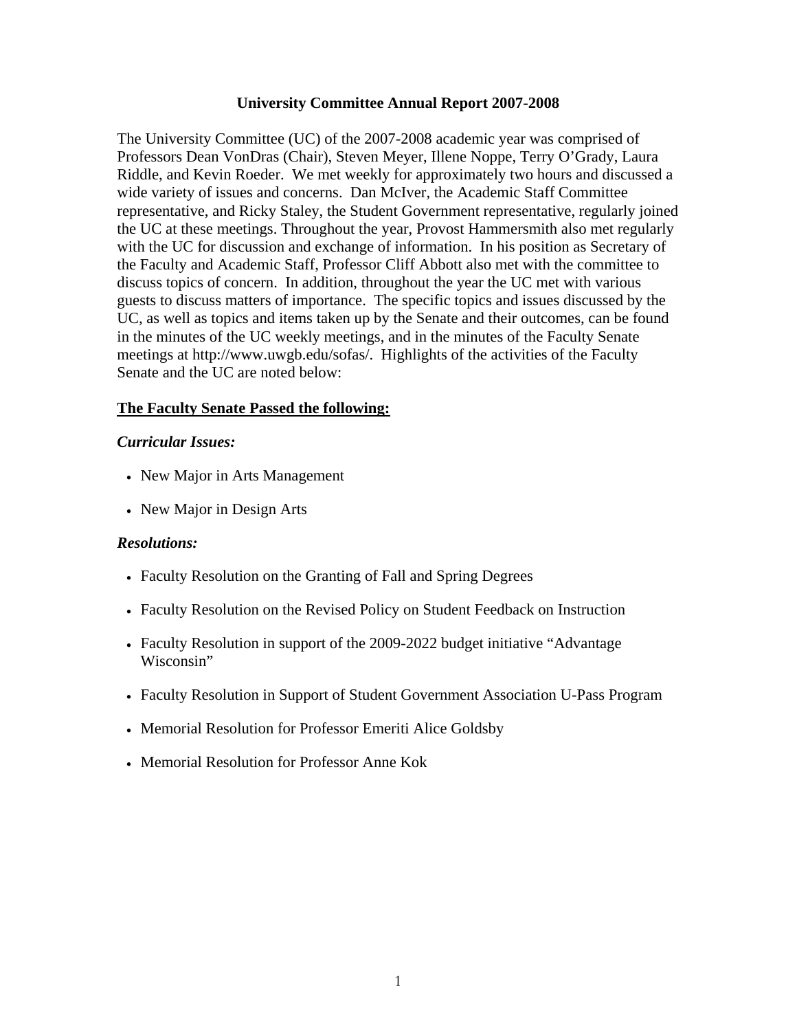**University Committee Annual Report 2007-2008**

The University Committee (UC) of the 2007-2008 academic year was comprised of Professors Dean VonDras (Chair), Steven Meyer, Illene Noppe, Terry O'Grady, Laura Riddle, and Kevin Roeder. We met weekly for approximately two hours and discussed a wide variety of issues and concerns. Dan McIver, the Academic Staff Committee representative, and Ricky Staley, the Student Government representative, regularly joined the UC at these meetings. Throughout the year, Provost Hammersmith also met regularly with the UC for discussion and exchange of information. In his position as Secretary of the Faculty and Academic Staff, Professor Cliff Abbott also met with the committee to discuss topics of concern. In addition, throughout the year the UC met with various guests to discuss matters of importance. The specific topics and issues discussed by the UC, as well as topics and items taken up by the Senate and their outcomes, can be found in the minutes of the UC weekly meetings, and in the minutes of the Faculty Senate meetings at http://www.uwgb.edu/sofas/. Highlights of the activities of the Faculty Senate and the UC are noted below:

**The Faculty Senate Passed the following:**

***Curricular Issues:***

- New Major in Arts Management
- New Major in Design Arts

***Resolutions:***

- Faculty Resolution on the Granting of Fall and Spring Degrees
- Faculty Resolution on the Revised Policy on Student Feedback on Instruction
- Faculty Resolution in support of the 2009-2022 budget initiative "Advantage Wisconsin"
- Faculty Resolution in Support of Student Government Association U-Pass Program
- Memorial Resolution for Professor Emeriti Alice Goldsby
- Memorial Resolution for Professor Anne Kok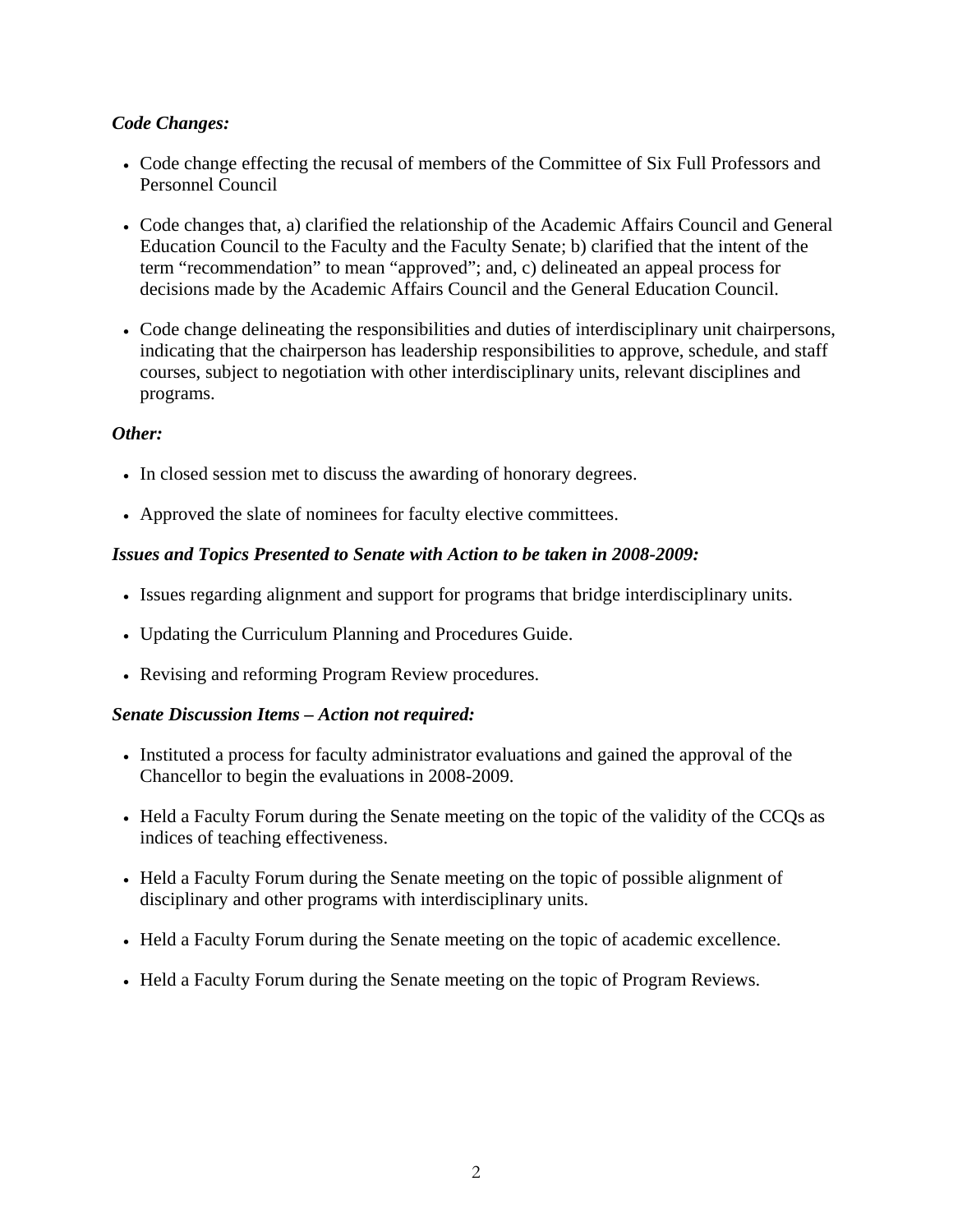***Code Changes:***

- Code change effecting the recusal of members of the Committee of Six Full Professors and Personnel Council
- Code changes that, a) clarified the relationship of the Academic Affairs Council and General Education Council to the Faculty and the Faculty Senate; b) clarified that the intent of the term "recommendation" to mean "approved"; and, c) delineated an appeal process for decisions made by the Academic Affairs Council and the General Education Council.
- Code change delineating the responsibilities and duties of interdisciplinary unit chairpersons, indicating that the chairperson has leadership responsibilities to approve, schedule, and staff courses, subject to negotiation with other interdisciplinary units, relevant disciplines and programs.

***Other:***

- In closed session met to discuss the awarding of honorary degrees.
- Approved the slate of nominees for faculty elective committees.

***Issues and Topics Presented to Senate with Action to be taken in 2008-2009:***

- Issues regarding alignment and support for programs that bridge interdisciplinary units.
- Updating the Curriculum Planning and Procedures Guide.
- Revising and reforming Program Review procedures.

***Senate Discussion Items – Action not required:***

- Instituted a process for faculty administrator evaluations and gained the approval of the Chancellor to begin the evaluations in 2008-2009.
- Held a Faculty Forum during the Senate meeting on the topic of the validity of the CCQs as indices of teaching effectiveness.
- Held a Faculty Forum during the Senate meeting on the topic of possible alignment of disciplinary and other programs with interdisciplinary units.
- Held a Faculty Forum during the Senate meeting on the topic of academic excellence.
- Held a Faculty Forum during the Senate meeting on the topic of Program Reviews.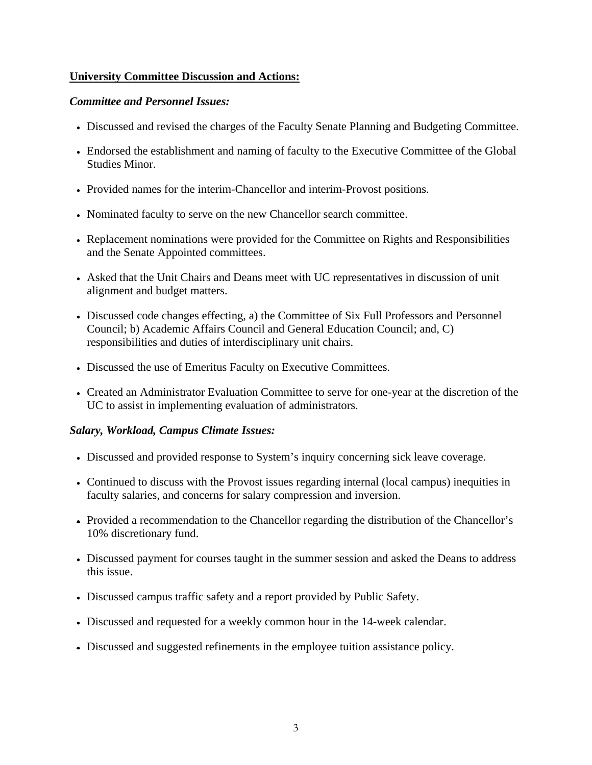**University Committee Discussion and Actions:**

***Committee and Personnel Issues:***

- Discussed and revised the charges of the Faculty Senate Planning and Budgeting Committee.
- Endorsed the establishment and naming of faculty to the Executive Committee of the Global Studies Minor.
- Provided names for the interim-Chancellor and interim-Provost positions.
- Nominated faculty to serve on the new Chancellor search committee.
- Replacement nominations were provided for the Committee on Rights and Responsibilities and the Senate Appointed committees.
- Asked that the Unit Chairs and Deans meet with UC representatives in discussion of unit alignment and budget matters.
- Discussed code changes effecting, a) the Committee of Six Full Professors and Personnel Council; b) Academic Affairs Council and General Education Council; and, C) responsibilities and duties of interdisciplinary unit chairs.
- Discussed the use of Emeritus Faculty on Executive Committees.
- Created an Administrator Evaluation Committee to serve for one-year at the discretion of the UC to assist in implementing evaluation of administrators.

***Salary, Workload, Campus Climate Issues:***

- Discussed and provided response to System's inquiry concerning sick leave coverage.
- Continued to discuss with the Provost issues regarding internal (local campus) inequities in faculty salaries, and concerns for salary compression and inversion.
- Provided a recommendation to the Chancellor regarding the distribution of the Chancellor's 10% discretionary fund.
- Discussed payment for courses taught in the summer session and asked the Deans to address this issue.
- Discussed campus traffic safety and a report provided by Public Safety.
- Discussed and requested for a weekly common hour in the 14-week calendar.
- Discussed and suggested refinements in the employee tuition assistance policy.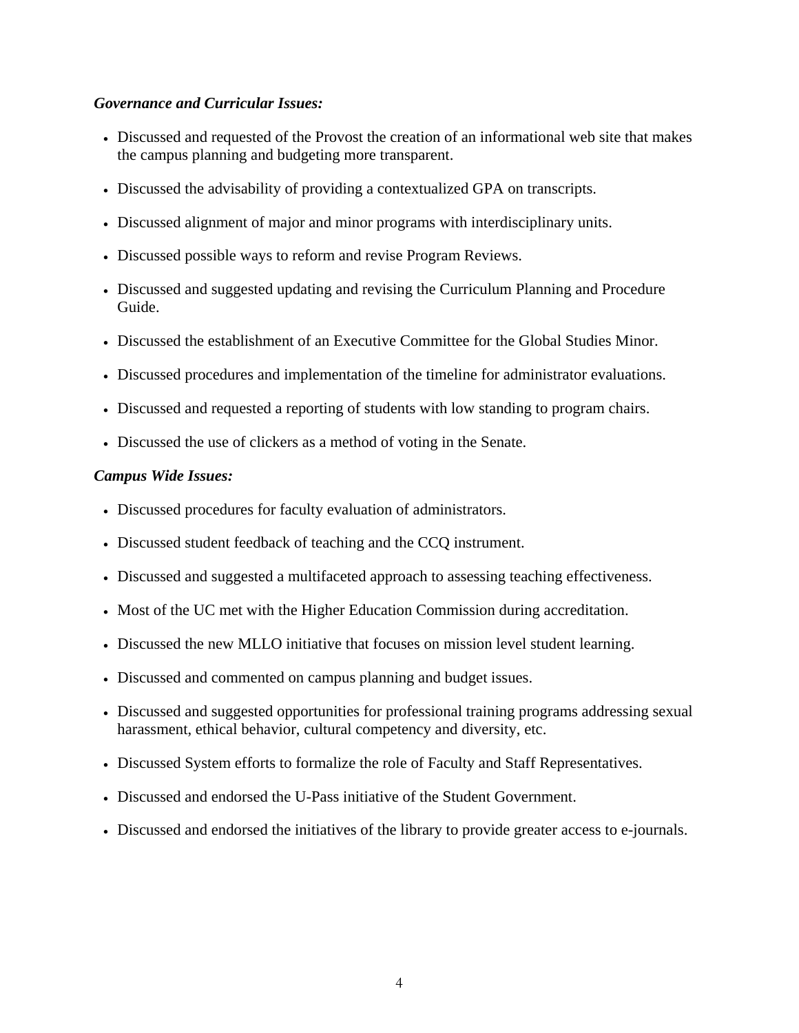***Governance and Curricular Issues:***

- Discussed and requested of the Provost the creation of an informational web site that makes the campus planning and budgeting more transparent.
- Discussed the advisability of providing a contextualized GPA on transcripts.
- Discussed alignment of major and minor programs with interdisciplinary units.
- Discussed possible ways to reform and revise Program Reviews.
- Discussed and suggested updating and revising the Curriculum Planning and Procedure Guide.
- Discussed the establishment of an Executive Committee for the Global Studies Minor.
- Discussed procedures and implementation of the timeline for administrator evaluations.
- Discussed and requested a reporting of students with low standing to program chairs.
- Discussed the use of clickers as a method of voting in the Senate.

***Campus Wide Issues:***

- Discussed procedures for faculty evaluation of administrators.
- Discussed student feedback of teaching and the CCQ instrument.
- Discussed and suggested a multifaceted approach to assessing teaching effectiveness.
- Most of the UC met with the Higher Education Commission during accreditation.
- Discussed the new MLLO initiative that focuses on mission level student learning.
- Discussed and commented on campus planning and budget issues.
- Discussed and suggested opportunities for professional training programs addressing sexual harassment, ethical behavior, cultural competency and diversity, etc.
- Discussed System efforts to formalize the role of Faculty and Staff Representatives.
- Discussed and endorsed the U-Pass initiative of the Student Government.
- Discussed and endorsed the initiatives of the library to provide greater access to e-journals.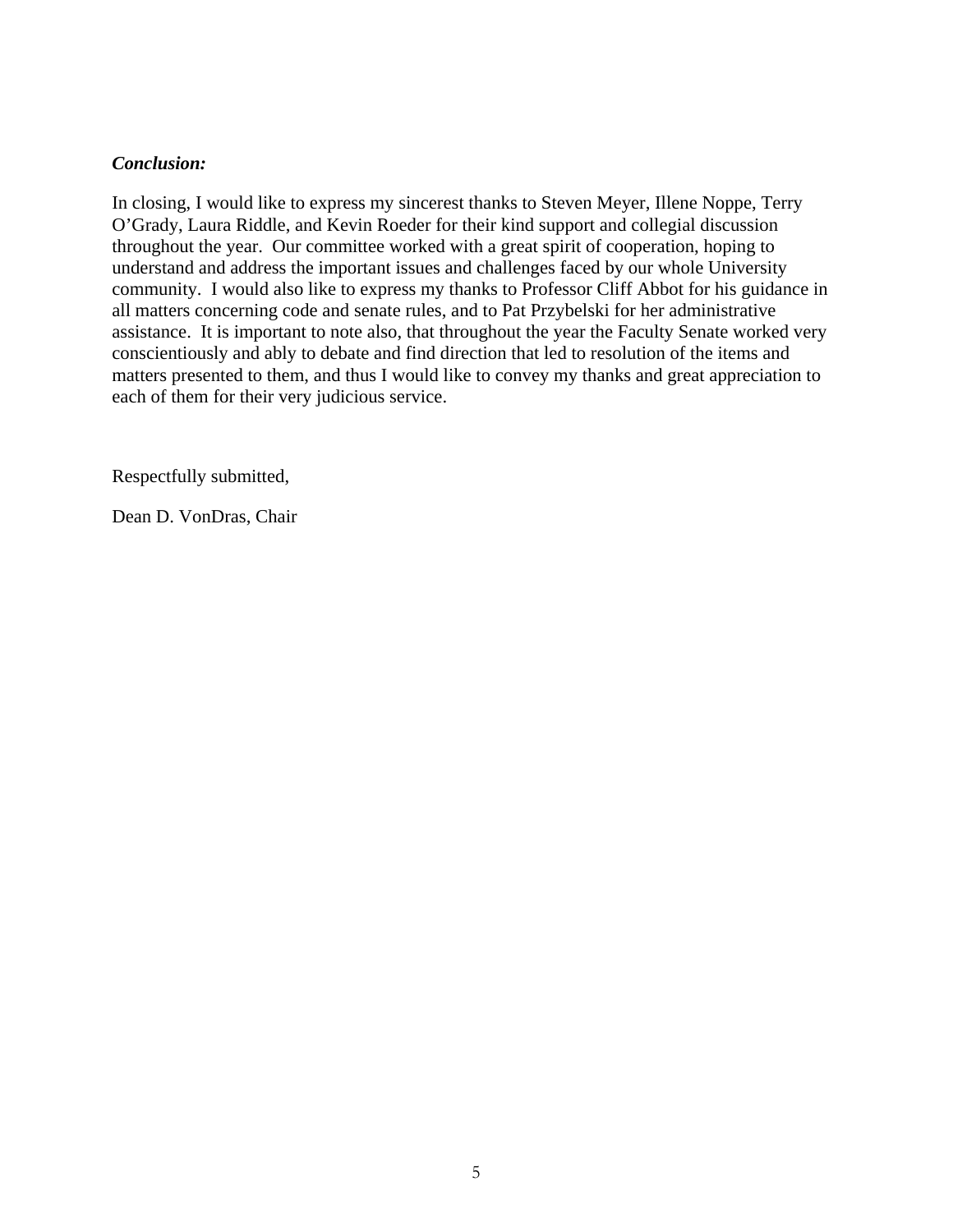***Conclusion:***

In closing, I would like to express my sincerest thanks to Steven Meyer, Illene Noppe, Terry O'Grady, Laura Riddle, and Kevin Roeder for their kind support and collegial discussion throughout the year. Our committee worked with a great spirit of cooperation, hoping to understand and address the important issues and challenges faced by our whole University community. I would also like to express my thanks to Professor Cliff Abbot for his guidance in all matters concerning code and senate rules, and to Pat Przybelski for her administrative assistance. It is important to note also, that throughout the year the Faculty Senate worked very conscientiously and ably to debate and find direction that led to resolution of the items and matters presented to them, and thus I would like to convey my thanks and great appreciation to each of them for their very judicious service.

Respectfully submitted,

Dean D. VonDras, Chair